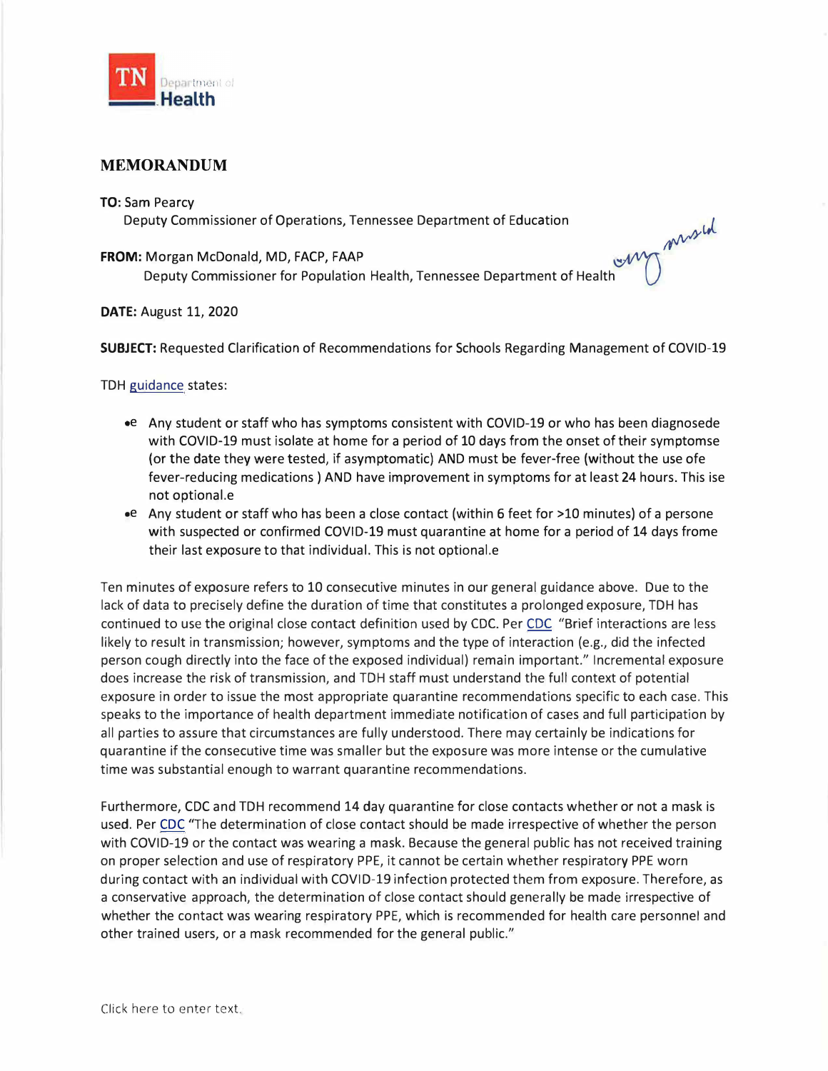TN Department of Health

# MEMORANDUM

**TO:** Sam Pearcy
Deputy Commissioner of Operations, Tennessee Department of Education

**FROM:** Morgan McDonald, MD, FACP, FAAP
Deputy Commissioner for Population Health, Tennessee Department of Health

**DATE:** August 11, 2020

**SUBJECT:** Requested Clarification of Recommendations for Schools Regarding Management of COVID-19

TDH guidance states:

- Any student or staff who has symptoms consistent with COVID-19 or who has been diagnosede with COVID-19 must isolate at home for a period of 10 days from the onset of their symptomse (or the date they were tested, if asymptomatic) AND must be fever-free (without the use ofe fever-reducing medications ) AND have improvement in symptoms for at least 24 hours. This ise not optional.e
- Any student or staff who has been a close contact (within 6 feet for >10 minutes) of a persone with suspected or confirmed COVID-19 must quarantine at home for a period of 14 days frome their last exposure to that individual. This is not optional.e

Ten minutes of exposure refers to 10 consecutive minutes in our general guidance above. Due to the lack of data to precisely define the duration of time that constitutes a prolonged exposure, TDH has continued to use the original close contact definition used by CDC. Per CDC "Brief interactions are less likely to result in transmission; however, symptoms and the type of interaction (e.g., did the infected person cough directly into the face of the exposed individual) remain important." Incremental exposure does increase the risk of transmission, and TDH staff must understand the full context of potential exposure in order to issue the most appropriate quarantine recommendations specific to each case. This speaks to the importance of health department immediate notification of cases and full participation by all parties to assure that circumstances are fully understood. There may certainly be indications for quarantine if the consecutive time was smaller but the exposure was more intense or the cumulative time was substantial enough to warrant quarantine recommendations.

Furthermore, CDC and TDH recommend 14 day quarantine for close contacts whether or not a mask is used. Per CDC "The determination of close contact should be made irrespective of whether the person with COVID-19 or the contact was wearing a mask. Because the general public has not received training on proper selection and use of respiratory PPE, it cannot be certain whether respiratory PPE worn during contact with an individual with COVID-19 infection protected them from exposure. Therefore, as a conservative approach, the determination of close contact should generally be made irrespective of whether the contact was wearing respiratory PPE, which is recommended for health care personnel and other trained users, or a mask recommended for the general public."

Click here to enter text.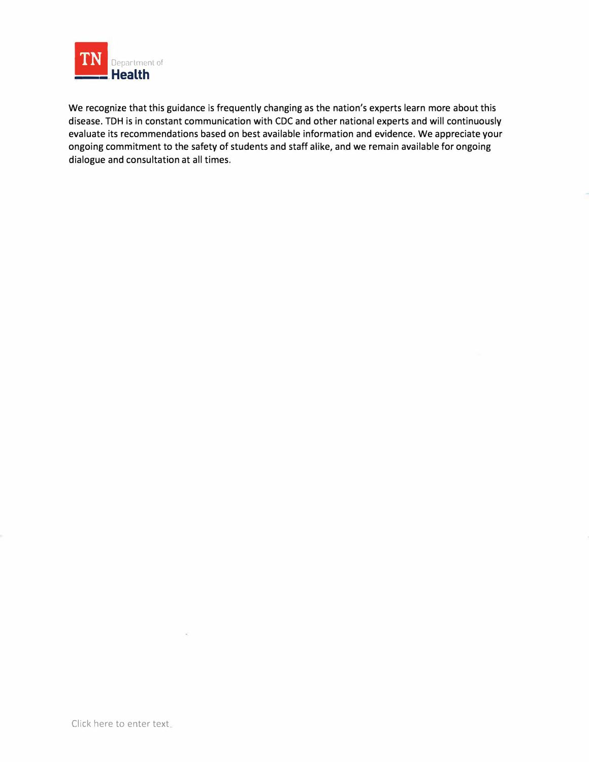We recognize that this guidance is frequently changing as the nation's experts learn more about this disease. TDH is in constant communication with CDC and other national experts and will continuously evaluate its recommendations based on best available information and evidence. We appreciate your ongoing commitment to the safety of students and staff alike, and we remain available for ongoing dialogue and consultation at all times.

Click here to enter text.